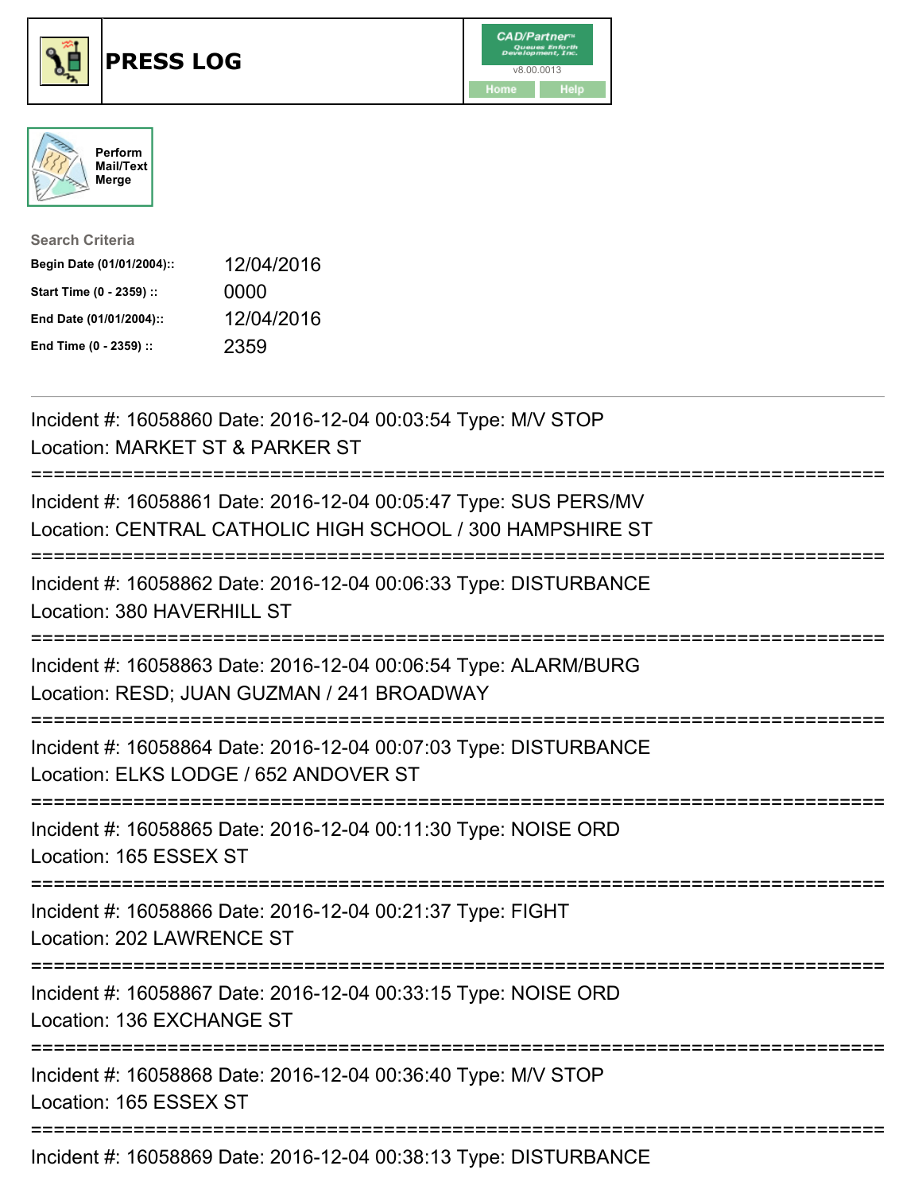# PRESS LOG

CAD/Partner
v8.00.0013
Home Help

Perform Mail/Text Merge

**Search Criteria**

| | |
|---|---|
| **Begin Date (01/01/2004)::** | 12/04/2016 |
| **Start Time (0 - 2359) ::** | 0000 |
| **End Date (01/01/2004)::** | 12/04/2016 |
| **End Time (0 - 2359) ::** | 2359 |

---

Incident #: 16058860 Date: 2016-12-04 00:03:54 Type: M/V STOP
Location: MARKET ST & PARKER ST

===========================================================================

Incident #: 16058861 Date: 2016-12-04 00:05:47 Type: SUS PERS/MV
Location: CENTRAL CATHOLIC HIGH SCHOOL / 300 HAMPSHIRE ST

===========================================================================

Incident #: 16058862 Date: 2016-12-04 00:06:33 Type: DISTURBANCE
Location: 380 HAVERHILL ST

===========================================================================

Incident #: 16058863 Date: 2016-12-04 00:06:54 Type: ALARM/BURG
Location: RESD; JUAN GUZMAN / 241 BROADWAY

===========================================================================

Incident #: 16058864 Date: 2016-12-04 00:07:03 Type: DISTURBANCE
Location: ELKS LODGE / 652 ANDOVER ST

===========================================================================

Incident #: 16058865 Date: 2016-12-04 00:11:30 Type: NOISE ORD
Location: 165 ESSEX ST

===========================================================================

Incident #: 16058866 Date: 2016-12-04 00:21:37 Type: FIGHT
Location: 202 LAWRENCE ST

===========================================================================

Incident #: 16058867 Date: 2016-12-04 00:33:15 Type: NOISE ORD
Location: 136 EXCHANGE ST

===========================================================================

Incident #: 16058868 Date: 2016-12-04 00:36:40 Type: M/V STOP
Location: 165 ESSEX ST

===========================================================================

Incident #: 16058869 Date: 2016-12-04 00:38:13 Type: DISTURBANCE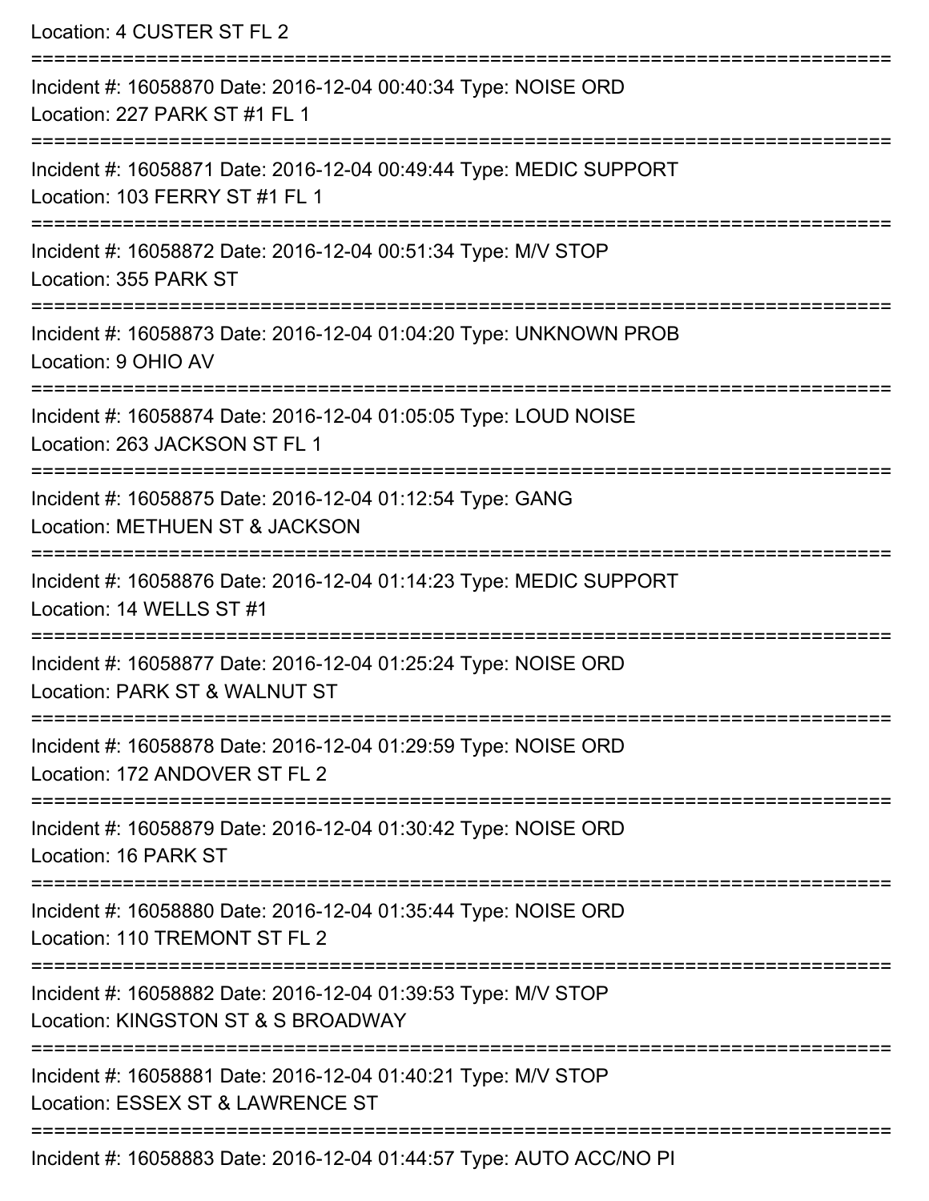Location: 4 CUSTER ST FL 2

===========================================================================

Incident #: 16058870 Date: 2016-12-04 00:40:34 Type: NOISE ORD
Location: 227 PARK ST #1 FL 1

===========================================================================

Incident #: 16058871 Date: 2016-12-04 00:49:44 Type: MEDIC SUPPORT
Location: 103 FERRY ST #1 FL 1

===========================================================================

Incident #: 16058872 Date: 2016-12-04 00:51:34 Type: M/V STOP
Location: 355 PARK ST

===========================================================================

Incident #: 16058873 Date: 2016-12-04 01:04:20 Type: UNKNOWN PROB
Location: 9 OHIO AV

===========================================================================

Incident #: 16058874 Date: 2016-12-04 01:05:05 Type: LOUD NOISE
Location: 263 JACKSON ST FL 1

===========================================================================

Incident #: 16058875 Date: 2016-12-04 01:12:54 Type: GANG
Location: METHUEN ST & JACKSON

===========================================================================

Incident #: 16058876 Date: 2016-12-04 01:14:23 Type: MEDIC SUPPORT
Location: 14 WELLS ST #1

===========================================================================

Incident #: 16058877 Date: 2016-12-04 01:25:24 Type: NOISE ORD
Location: PARK ST & WALNUT ST

===========================================================================

Incident #: 16058878 Date: 2016-12-04 01:29:59 Type: NOISE ORD
Location: 172 ANDOVER ST FL 2

===========================================================================

Incident #: 16058879 Date: 2016-12-04 01:30:42 Type: NOISE ORD
Location: 16 PARK ST

===========================================================================

Incident #: 16058880 Date: 2016-12-04 01:35:44 Type: NOISE ORD
Location: 110 TREMONT ST FL 2

===========================================================================

Incident #: 16058882 Date: 2016-12-04 01:39:53 Type: M/V STOP
Location: KINGSTON ST & S BROADWAY

===========================================================================

Incident #: 16058881 Date: 2016-12-04 01:40:21 Type: M/V STOP
Location: ESSEX ST & LAWRENCE ST

===========================================================================

Incident #: 16058883 Date: 2016-12-04 01:44:57 Type: AUTO ACC/NO PI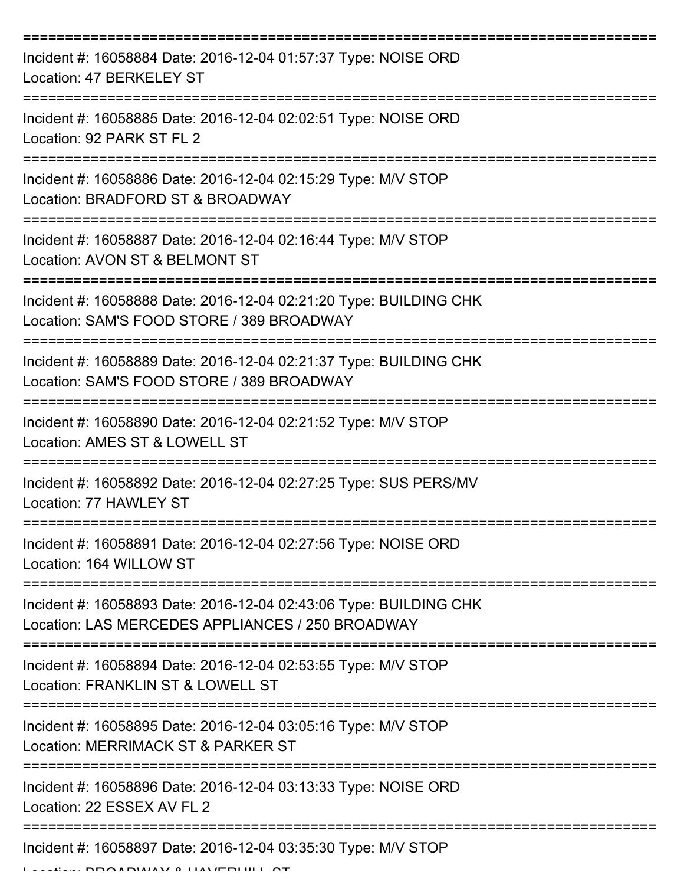===========================================================================

Incident #: 16058884 Date: 2016-12-04 01:57:37 Type: NOISE ORD
Location: 47 BERKELEY ST

===========================================================================

Incident #: 16058885 Date: 2016-12-04 02:02:51 Type: NOISE ORD
Location: 92 PARK ST FL 2

===========================================================================

Incident #: 16058886 Date: 2016-12-04 02:15:29 Type: M/V STOP
Location: BRADFORD ST & BROADWAY

===========================================================================

Incident #: 16058887 Date: 2016-12-04 02:16:44 Type: M/V STOP
Location: AVON ST & BELMONT ST

===========================================================================

Incident #: 16058888 Date: 2016-12-04 02:21:20 Type: BUILDING CHK
Location: SAM'S FOOD STORE / 389 BROADWAY

===========================================================================

Incident #: 16058889 Date: 2016-12-04 02:21:37 Type: BUILDING CHK
Location: SAM'S FOOD STORE / 389 BROADWAY

===========================================================================

Incident #: 16058890 Date: 2016-12-04 02:21:52 Type: M/V STOP
Location: AMES ST & LOWELL ST

===========================================================================

Incident #: 16058892 Date: 2016-12-04 02:27:25 Type: SUS PERS/MV
Location: 77 HAWLEY ST

===========================================================================

Incident #: 16058891 Date: 2016-12-04 02:27:56 Type: NOISE ORD
Location: 164 WILLOW ST

===========================================================================

Incident #: 16058893 Date: 2016-12-04 02:43:06 Type: BUILDING CHK
Location: LAS MERCEDES APPLIANCES / 250 BROADWAY

===========================================================================

Incident #: 16058894 Date: 2016-12-04 02:53:55 Type: M/V STOP
Location: FRANKLIN ST & LOWELL ST

===========================================================================

Incident #: 16058895 Date: 2016-12-04 03:05:16 Type: M/V STOP
Location: MERRIMACK ST & PARKER ST

===========================================================================

Incident #: 16058896 Date: 2016-12-04 03:13:33 Type: NOISE ORD
Location: 22 ESSEX AV FL 2

===========================================================================

Incident #: 16058897 Date: 2016-12-04 03:35:30 Type: M/V STOP
Location: BROADWAY & HAVERHILL ST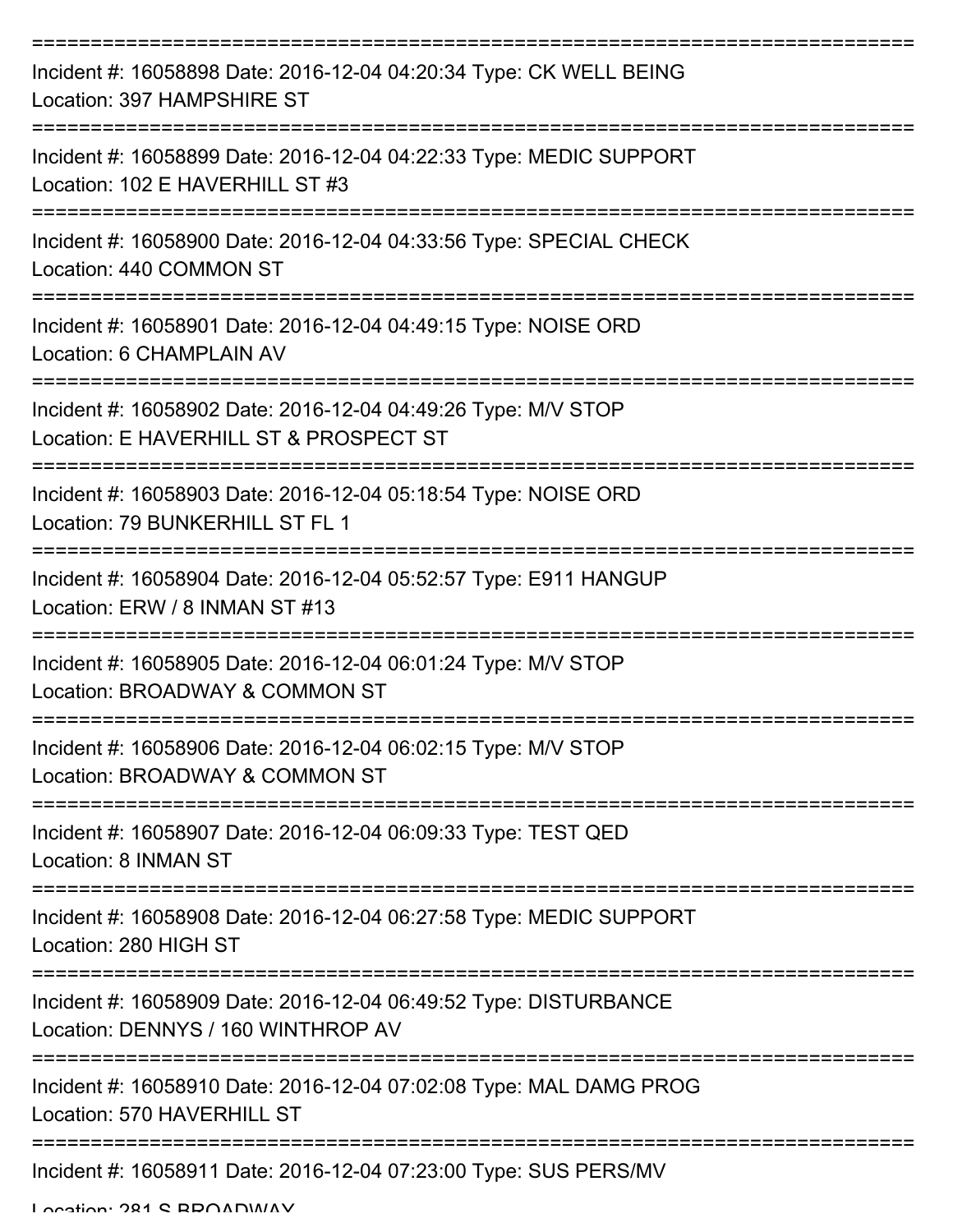===========================================================================

Incident #: 16058898 Date: 2016-12-04 04:20:34 Type: CK WELL BEING
Location: 397 HAMPSHIRE ST

===========================================================================

Incident #: 16058899 Date: 2016-12-04 04:22:33 Type: MEDIC SUPPORT
Location: 102 E HAVERHILL ST #3

===========================================================================

Incident #: 16058900 Date: 2016-12-04 04:33:56 Type: SPECIAL CHECK
Location: 440 COMMON ST

===========================================================================

Incident #: 16058901 Date: 2016-12-04 04:49:15 Type: NOISE ORD
Location: 6 CHAMPLAIN AV

===========================================================================

Incident #: 16058902 Date: 2016-12-04 04:49:26 Type: M/V STOP
Location: E HAVERHILL ST & PROSPECT ST

===========================================================================

Incident #: 16058903 Date: 2016-12-04 05:18:54 Type: NOISE ORD
Location: 79 BUNKERHILL ST FL 1

===========================================================================

Incident #: 16058904 Date: 2016-12-04 05:52:57 Type: E911 HANGUP
Location: ERW / 8 INMAN ST #13

===========================================================================

Incident #: 16058905 Date: 2016-12-04 06:01:24 Type: M/V STOP
Location: BROADWAY & COMMON ST

===========================================================================

Incident #: 16058906 Date: 2016-12-04 06:02:15 Type: M/V STOP
Location: BROADWAY & COMMON ST

===========================================================================

Incident #: 16058907 Date: 2016-12-04 06:09:33 Type: TEST QED
Location: 8 INMAN ST

===========================================================================

Incident #: 16058908 Date: 2016-12-04 06:27:58 Type: MEDIC SUPPORT
Location: 280 HIGH ST

===========================================================================

Incident #: 16058909 Date: 2016-12-04 06:49:52 Type: DISTURBANCE
Location: DENNYS / 160 WINTHROP AV

===========================================================================

Incident #: 16058910 Date: 2016-12-04 07:02:08 Type: MAL DAMG PROG
Location: 570 HAVERHILL ST

===========================================================================

Incident #: 16058911 Date: 2016-12-04 07:23:00 Type: SUS PERS/MV
Location: 281 S BROADWAY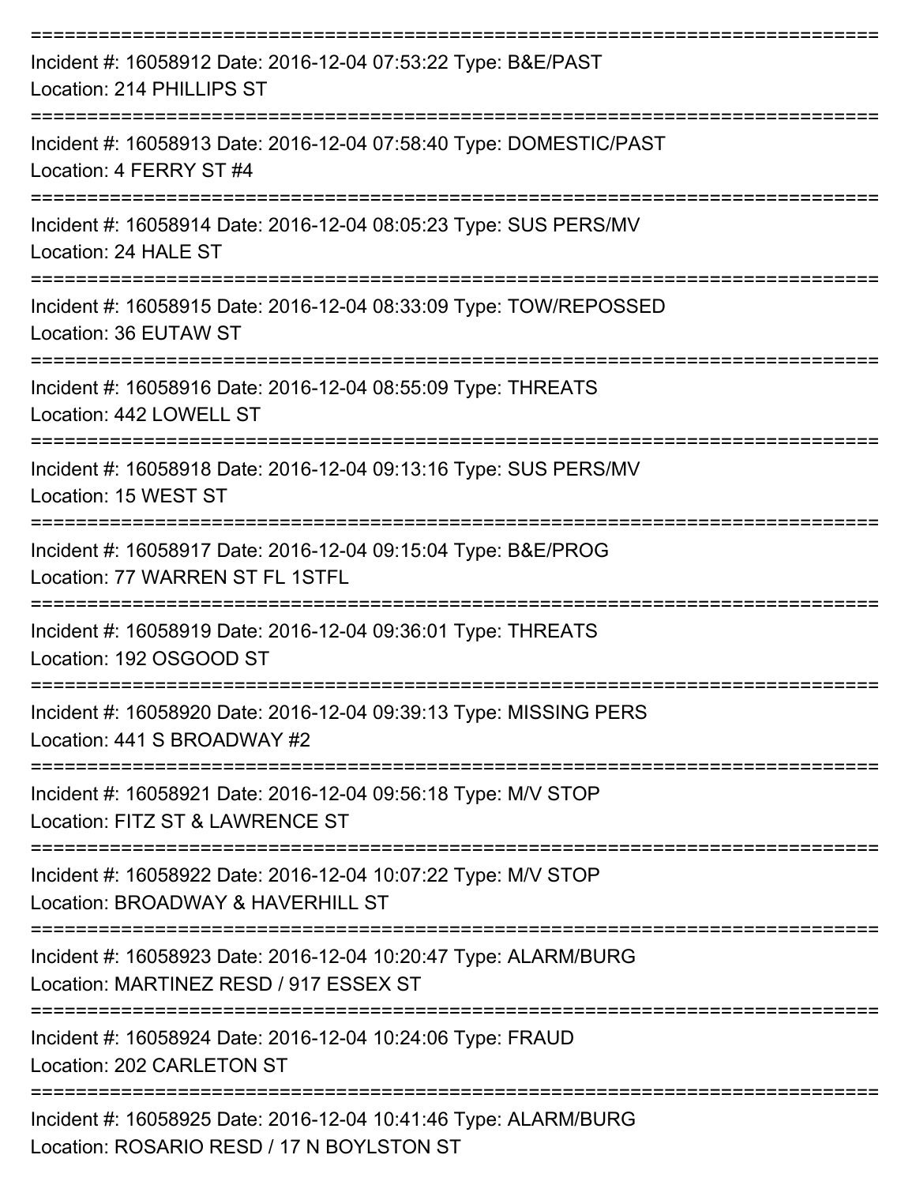===========================================================================
Incident #: 16058912 Date: 2016-12-04 07:53:22 Type: B&E/PAST
Location: 214 PHILLIPS ST
===========================================================================
Incident #: 16058913 Date: 2016-12-04 07:58:40 Type: DOMESTIC/PAST
Location: 4 FERRY ST #4
===========================================================================
Incident #: 16058914 Date: 2016-12-04 08:05:23 Type: SUS PERS/MV
Location: 24 HALE ST
===========================================================================
Incident #: 16058915 Date: 2016-12-04 08:33:09 Type: TOW/REPOSSED
Location: 36 EUTAW ST
===========================================================================
Incident #: 16058916 Date: 2016-12-04 08:55:09 Type: THREATS
Location: 442 LOWELL ST
===========================================================================
Incident #: 16058918 Date: 2016-12-04 09:13:16 Type: SUS PERS/MV
Location: 15 WEST ST
===========================================================================
Incident #: 16058917 Date: 2016-12-04 09:15:04 Type: B&E/PROG
Location: 77 WARREN ST FL 1STFL
===========================================================================
Incident #: 16058919 Date: 2016-12-04 09:36:01 Type: THREATS
Location: 192 OSGOOD ST
===========================================================================
Incident #: 16058920 Date: 2016-12-04 09:39:13 Type: MISSING PERS
Location: 441 S BROADWAY #2
===========================================================================
Incident #: 16058921 Date: 2016-12-04 09:56:18 Type: M/V STOP
Location: FITZ ST & LAWRENCE ST
===========================================================================
Incident #: 16058922 Date: 2016-12-04 10:07:22 Type: M/V STOP
Location: BROADWAY & HAVERHILL ST
===========================================================================
Incident #: 16058923 Date: 2016-12-04 10:20:47 Type: ALARM/BURG
Location: MARTINEZ RESD / 917 ESSEX ST
===========================================================================
Incident #: 16058924 Date: 2016-12-04 10:24:06 Type: FRAUD
Location: 202 CARLETON ST
===========================================================================
Incident #: 16058925 Date: 2016-12-04 10:41:46 Type: ALARM/BURG
Location: ROSARIO RESD / 17 N BOYLSTON ST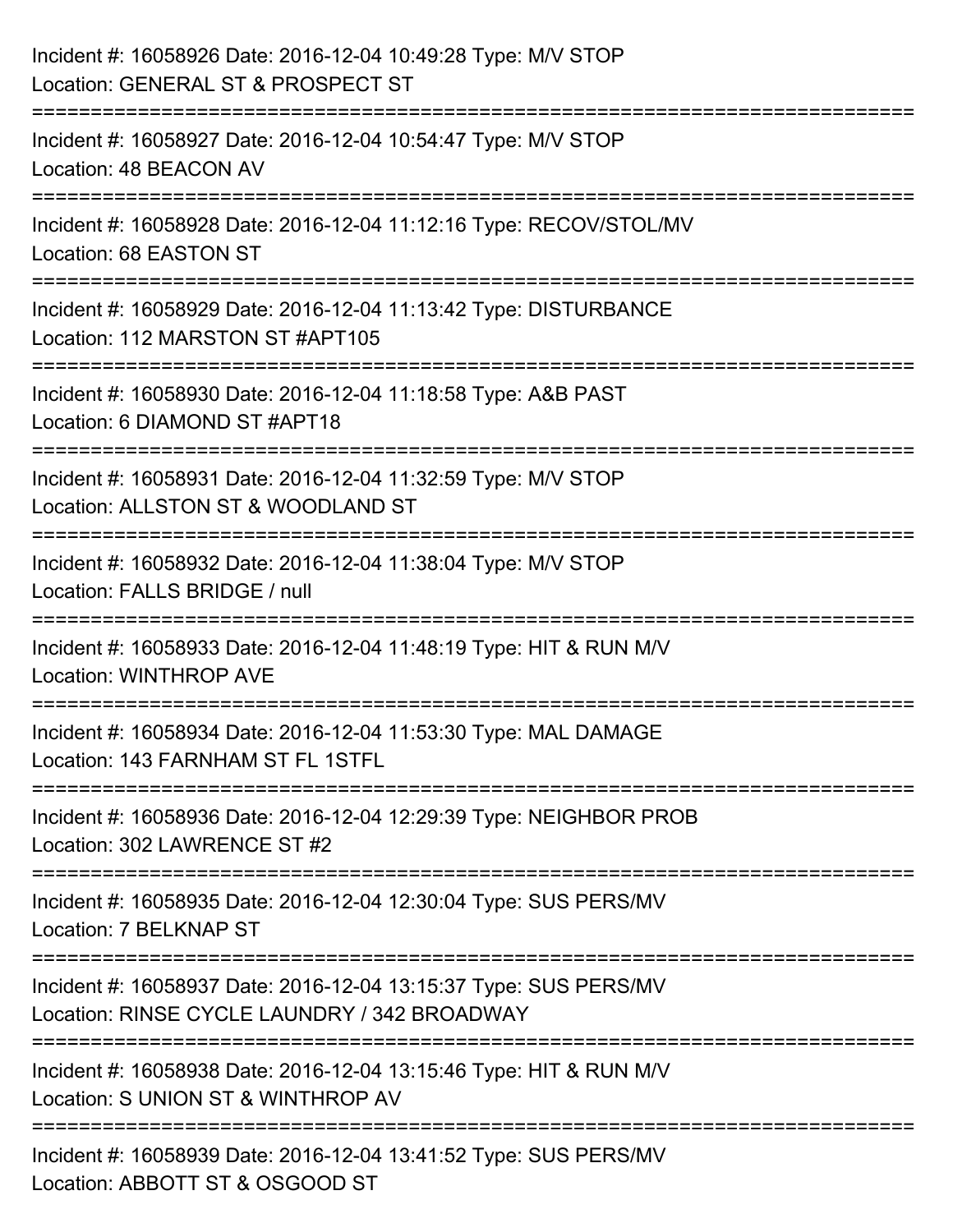Incident #: 16058926 Date: 2016-12-04 10:49:28 Type: M/V STOP
Location: GENERAL ST & PROSPECT ST

===========================================================================

Incident #: 16058927 Date: 2016-12-04 10:54:47 Type: M/V STOP
Location: 48 BEACON AV

===========================================================================

Incident #: 16058928 Date: 2016-12-04 11:12:16 Type: RECOV/STOL/MV
Location: 68 EASTON ST

===========================================================================

Incident #: 16058929 Date: 2016-12-04 11:13:42 Type: DISTURBANCE
Location: 112 MARSTON ST #APT105

===========================================================================

Incident #: 16058930 Date: 2016-12-04 11:18:58 Type: A&B PAST
Location: 6 DIAMOND ST #APT18

===========================================================================

Incident #: 16058931 Date: 2016-12-04 11:32:59 Type: M/V STOP
Location: ALLSTON ST & WOODLAND ST

===========================================================================

Incident #: 16058932 Date: 2016-12-04 11:38:04 Type: M/V STOP
Location: FALLS BRIDGE / null

===========================================================================

Incident #: 16058933 Date: 2016-12-04 11:48:19 Type: HIT & RUN M/V
Location: WINTHROP AVE

===========================================================================

Incident #: 16058934 Date: 2016-12-04 11:53:30 Type: MAL DAMAGE
Location: 143 FARNHAM ST FL 1STFL

===========================================================================

Incident #: 16058936 Date: 2016-12-04 12:29:39 Type: NEIGHBOR PROB
Location: 302 LAWRENCE ST #2

===========================================================================

Incident #: 16058935 Date: 2016-12-04 12:30:04 Type: SUS PERS/MV
Location: 7 BELKNAP ST

===========================================================================

Incident #: 16058937 Date: 2016-12-04 13:15:37 Type: SUS PERS/MV
Location: RINSE CYCLE LAUNDRY / 342 BROADWAY

===========================================================================

Incident #: 16058938 Date: 2016-12-04 13:15:46 Type: HIT & RUN M/V
Location: S UNION ST & WINTHROP AV

===========================================================================

Incident #: 16058939 Date: 2016-12-04 13:41:52 Type: SUS PERS/MV
Location: ABBOTT ST & OSGOOD ST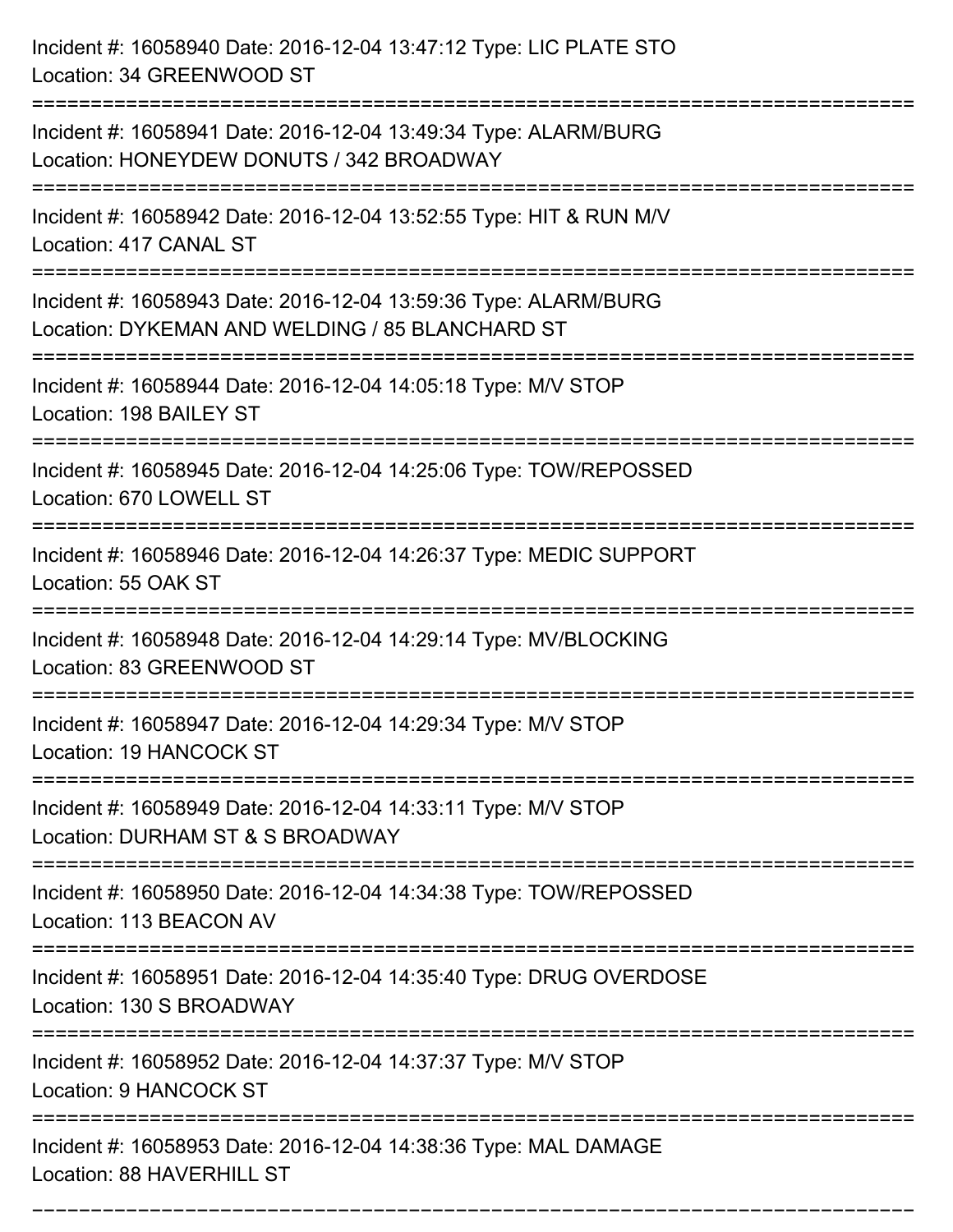Incident #: 16058940 Date: 2016-12-04 13:47:12 Type: LIC PLATE STO
Location: 34 GREENWOOD ST

===========================================================================

Incident #: 16058941 Date: 2016-12-04 13:49:34 Type: ALARM/BURG
Location: HONEYDEW DONUTS / 342 BROADWAY

===========================================================================

Incident #: 16058942 Date: 2016-12-04 13:52:55 Type: HIT & RUN M/V
Location: 417 CANAL ST

===========================================================================

Incident #: 16058943 Date: 2016-12-04 13:59:36 Type: ALARM/BURG
Location: DYKEMAN AND WELDING / 85 BLANCHARD ST

===========================================================================

Incident #: 16058944 Date: 2016-12-04 14:05:18 Type: M/V STOP
Location: 198 BAILEY ST

===========================================================================

Incident #: 16058945 Date: 2016-12-04 14:25:06 Type: TOW/REPOSSED
Location: 670 LOWELL ST

===========================================================================

Incident #: 16058946 Date: 2016-12-04 14:26:37 Type: MEDIC SUPPORT
Location: 55 OAK ST

===========================================================================

Incident #: 16058948 Date: 2016-12-04 14:29:14 Type: MV/BLOCKING
Location: 83 GREENWOOD ST

===========================================================================

Incident #: 16058947 Date: 2016-12-04 14:29:34 Type: M/V STOP
Location: 19 HANCOCK ST

===========================================================================

Incident #: 16058949 Date: 2016-12-04 14:33:11 Type: M/V STOP
Location: DURHAM ST & S BROADWAY

===========================================================================

Incident #: 16058950 Date: 2016-12-04 14:34:38 Type: TOW/REPOSSED
Location: 113 BEACON AV

===========================================================================

Incident #: 16058951 Date: 2016-12-04 14:35:40 Type: DRUG OVERDOSE
Location: 130 S BROADWAY

===========================================================================

Incident #: 16058952 Date: 2016-12-04 14:37:37 Type: M/V STOP
Location: 9 HANCOCK ST

===========================================================================

Incident #: 16058953 Date: 2016-12-04 14:38:36 Type: MAL DAMAGE
Location: 88 HAVERHILL ST

===========================================================================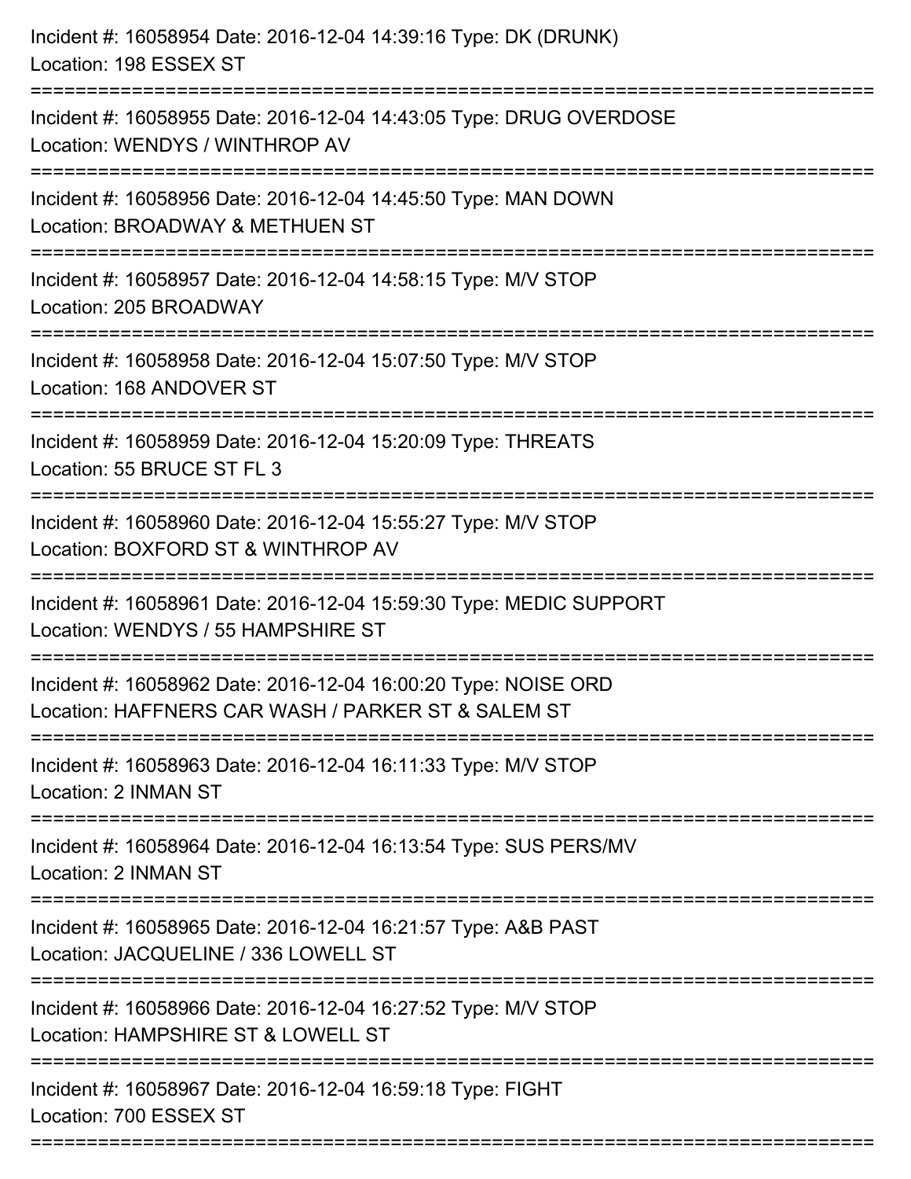Incident #: 16058954 Date: 2016-12-04 14:39:16 Type: DK (DRUNK)
Location: 198 ESSEX ST

===========================================================================

Incident #: 16058955 Date: 2016-12-04 14:43:05 Type: DRUG OVERDOSE
Location: WENDYS / WINTHROP AV

===========================================================================

Incident #: 16058956 Date: 2016-12-04 14:45:50 Type: MAN DOWN
Location: BROADWAY & METHUEN ST

===========================================================================

Incident #: 16058957 Date: 2016-12-04 14:58:15 Type: M/V STOP
Location: 205 BROADWAY

===========================================================================

Incident #: 16058958 Date: 2016-12-04 15:07:50 Type: M/V STOP
Location: 168 ANDOVER ST

===========================================================================

Incident #: 16058959 Date: 2016-12-04 15:20:09 Type: THREATS
Location: 55 BRUCE ST FL 3

===========================================================================

Incident #: 16058960 Date: 2016-12-04 15:55:27 Type: M/V STOP
Location: BOXFORD ST & WINTHROP AV

===========================================================================

Incident #: 16058961 Date: 2016-12-04 15:59:30 Type: MEDIC SUPPORT
Location: WENDYS / 55 HAMPSHIRE ST

===========================================================================

Incident #: 16058962 Date: 2016-12-04 16:00:20 Type: NOISE ORD
Location: HAFFNERS CAR WASH / PARKER ST & SALEM ST

===========================================================================

Incident #: 16058963 Date: 2016-12-04 16:11:33 Type: M/V STOP
Location: 2 INMAN ST

===========================================================================

Incident #: 16058964 Date: 2016-12-04 16:13:54 Type: SUS PERS/MV
Location: 2 INMAN ST

===========================================================================

Incident #: 16058965 Date: 2016-12-04 16:21:57 Type: A&B PAST
Location: JACQUELINE / 336 LOWELL ST

===========================================================================

Incident #: 16058966 Date: 2016-12-04 16:27:52 Type: M/V STOP
Location: HAMPSHIRE ST & LOWELL ST

===========================================================================

Incident #: 16058967 Date: 2016-12-04 16:59:18 Type: FIGHT
Location: 700 ESSEX ST

===========================================================================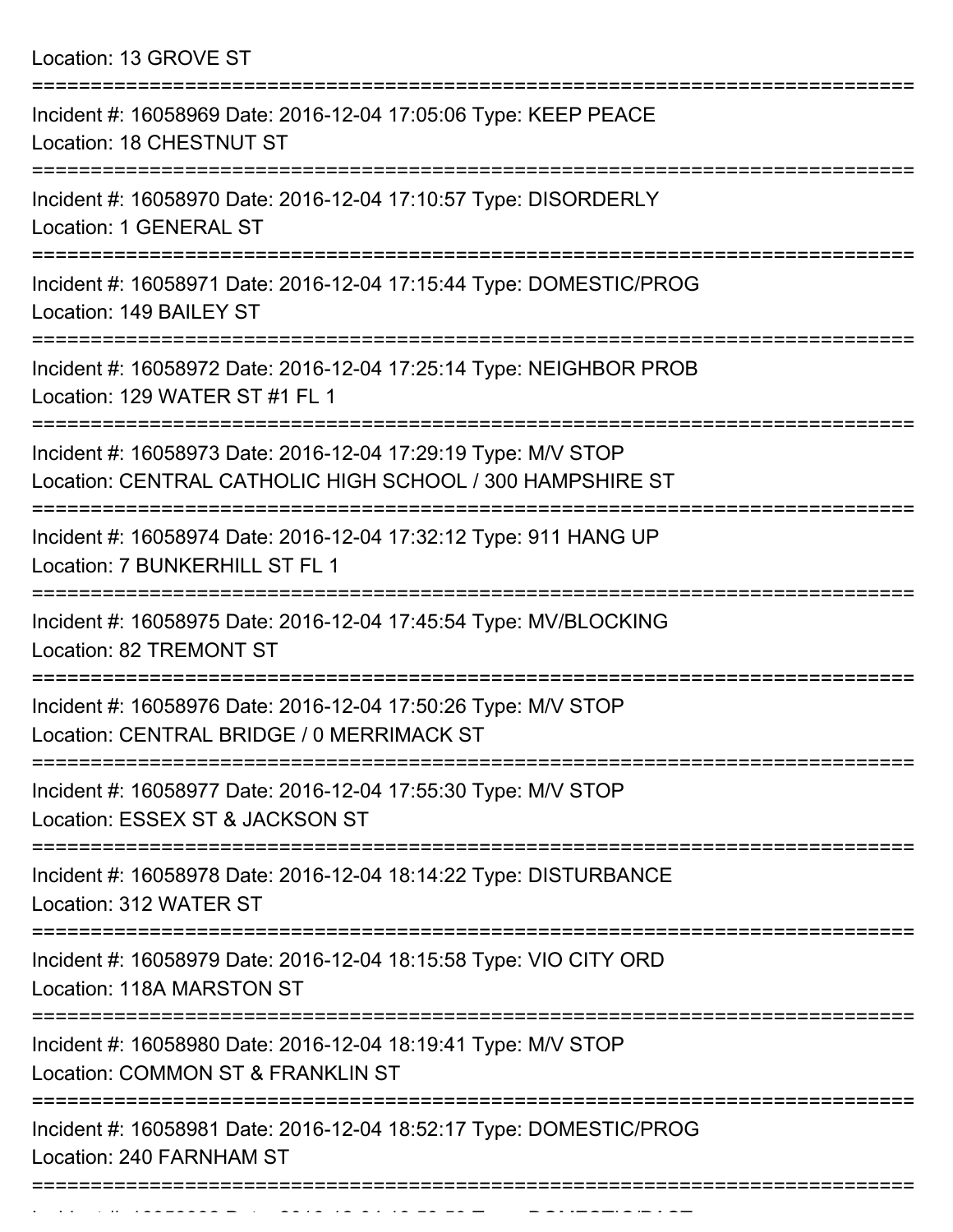Location: 13 GROVE ST

===========================================================================

Incident #: 16058969 Date: 2016-12-04 17:05:06 Type: KEEP PEACE
Location: 18 CHESTNUT ST

===========================================================================

Incident #: 16058970 Date: 2016-12-04 17:10:57 Type: DISORDERLY
Location: 1 GENERAL ST

===========================================================================

Incident #: 16058971 Date: 2016-12-04 17:15:44 Type: DOMESTIC/PROG
Location: 149 BAILEY ST

===========================================================================

Incident #: 16058972 Date: 2016-12-04 17:25:14 Type: NEIGHBOR PROB
Location: 129 WATER ST #1 FL 1

===========================================================================

Incident #: 16058973 Date: 2016-12-04 17:29:19 Type: M/V STOP
Location: CENTRAL CATHOLIC HIGH SCHOOL / 300 HAMPSHIRE ST

===========================================================================

Incident #: 16058974 Date: 2016-12-04 17:32:12 Type: 911 HANG UP
Location: 7 BUNKERHILL ST FL 1

===========================================================================

Incident #: 16058975 Date: 2016-12-04 17:45:54 Type: MV/BLOCKING
Location: 82 TREMONT ST

===========================================================================

Incident #: 16058976 Date: 2016-12-04 17:50:26 Type: M/V STOP
Location: CENTRAL BRIDGE / 0 MERRIMACK ST

===========================================================================

Incident #: 16058977 Date: 2016-12-04 17:55:30 Type: M/V STOP
Location: ESSEX ST & JACKSON ST

===========================================================================

Incident #: 16058978 Date: 2016-12-04 18:14:22 Type: DISTURBANCE
Location: 312 WATER ST

===========================================================================

Incident #: 16058979 Date: 2016-12-04 18:15:58 Type: VIO CITY ORD
Location: 118A MARSTON ST

===========================================================================

Incident #: 16058980 Date: 2016-12-04 18:19:41 Type: M/V STOP
Location: COMMON ST & FRANKLIN ST

===========================================================================

Incident #: 16058981 Date: 2016-12-04 18:52:17 Type: DOMESTIC/PROG
Location: 240 FARNHAM ST

===========================================================================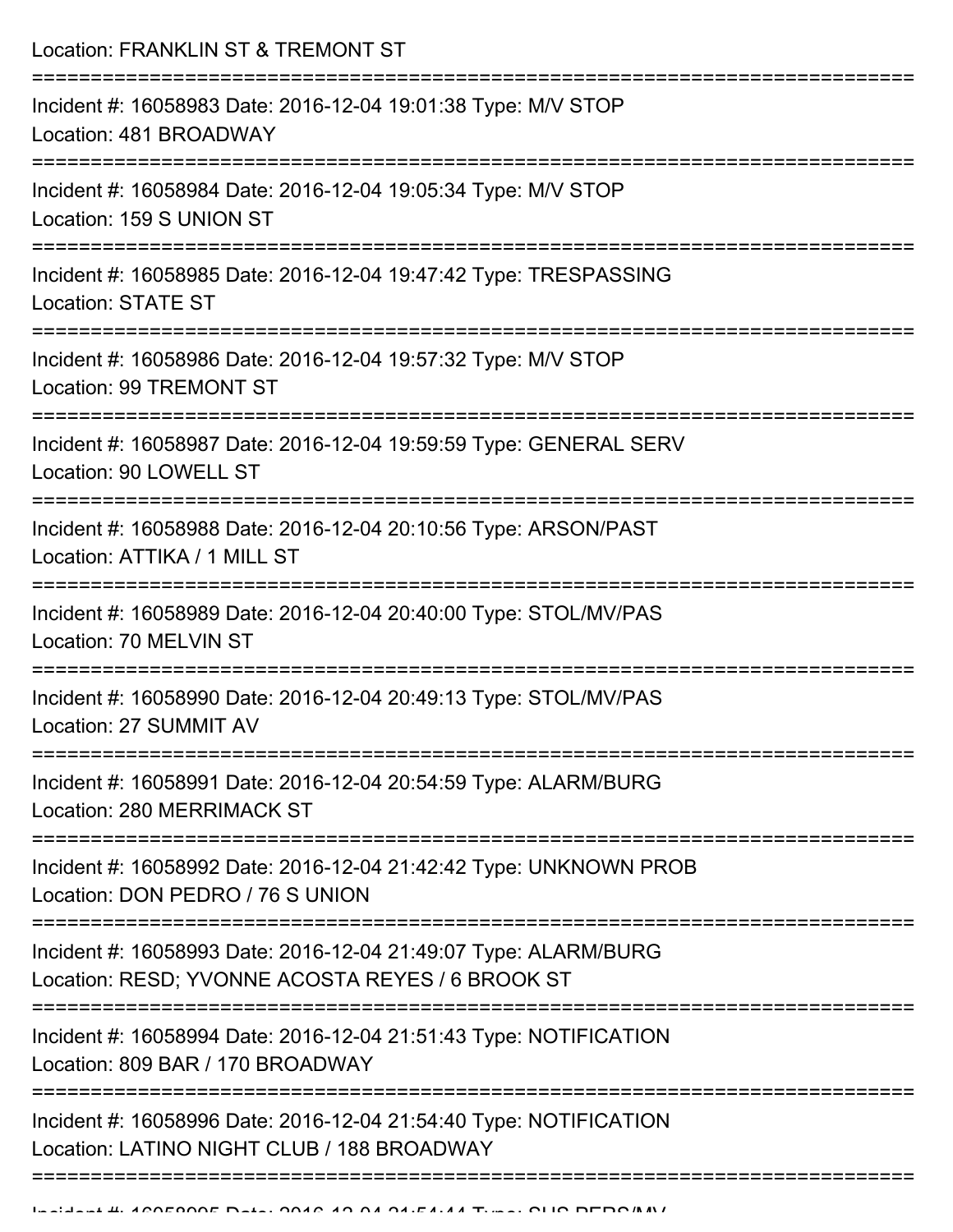Location: FRANKLIN ST & TREMONT ST

===========================================================================

Incident #: 16058983 Date: 2016-12-04 19:01:38 Type: M/V STOP
Location: 481 BROADWAY

===========================================================================

Incident #: 16058984 Date: 2016-12-04 19:05:34 Type: M/V STOP
Location: 159 S UNION ST

===========================================================================

Incident #: 16058985 Date: 2016-12-04 19:47:42 Type: TRESPASSING
Location: STATE ST

===========================================================================

Incident #: 16058986 Date: 2016-12-04 19:57:32 Type: M/V STOP
Location: 99 TREMONT ST

===========================================================================

Incident #: 16058987 Date: 2016-12-04 19:59:59 Type: GENERAL SERV
Location: 90 LOWELL ST

===========================================================================

Incident #: 16058988 Date: 2016-12-04 20:10:56 Type: ARSON/PAST
Location: ATTIKA / 1 MILL ST

===========================================================================

Incident #: 16058989 Date: 2016-12-04 20:40:00 Type: STOL/MV/PAS
Location: 70 MELVIN ST

===========================================================================

Incident #: 16058990 Date: 2016-12-04 20:49:13 Type: STOL/MV/PAS
Location: 27 SUMMIT AV

===========================================================================

Incident #: 16058991 Date: 2016-12-04 20:54:59 Type: ALARM/BURG
Location: 280 MERRIMACK ST

===========================================================================

Incident #: 16058992 Date: 2016-12-04 21:42:42 Type: UNKNOWN PROB
Location: DON PEDRO / 76 S UNION

===========================================================================

Incident #: 16058993 Date: 2016-12-04 21:49:07 Type: ALARM/BURG
Location: RESD; YVONNE ACOSTA REYES / 6 BROOK ST

===========================================================================

Incident #: 16058994 Date: 2016-12-04 21:51:43 Type: NOTIFICATION
Location: 809 BAR / 170 BROADWAY

===========================================================================

Incident #: 16058996 Date: 2016-12-04 21:54:40 Type: NOTIFICATION
Location: LATINO NIGHT CLUB / 188 BROADWAY

===========================================================================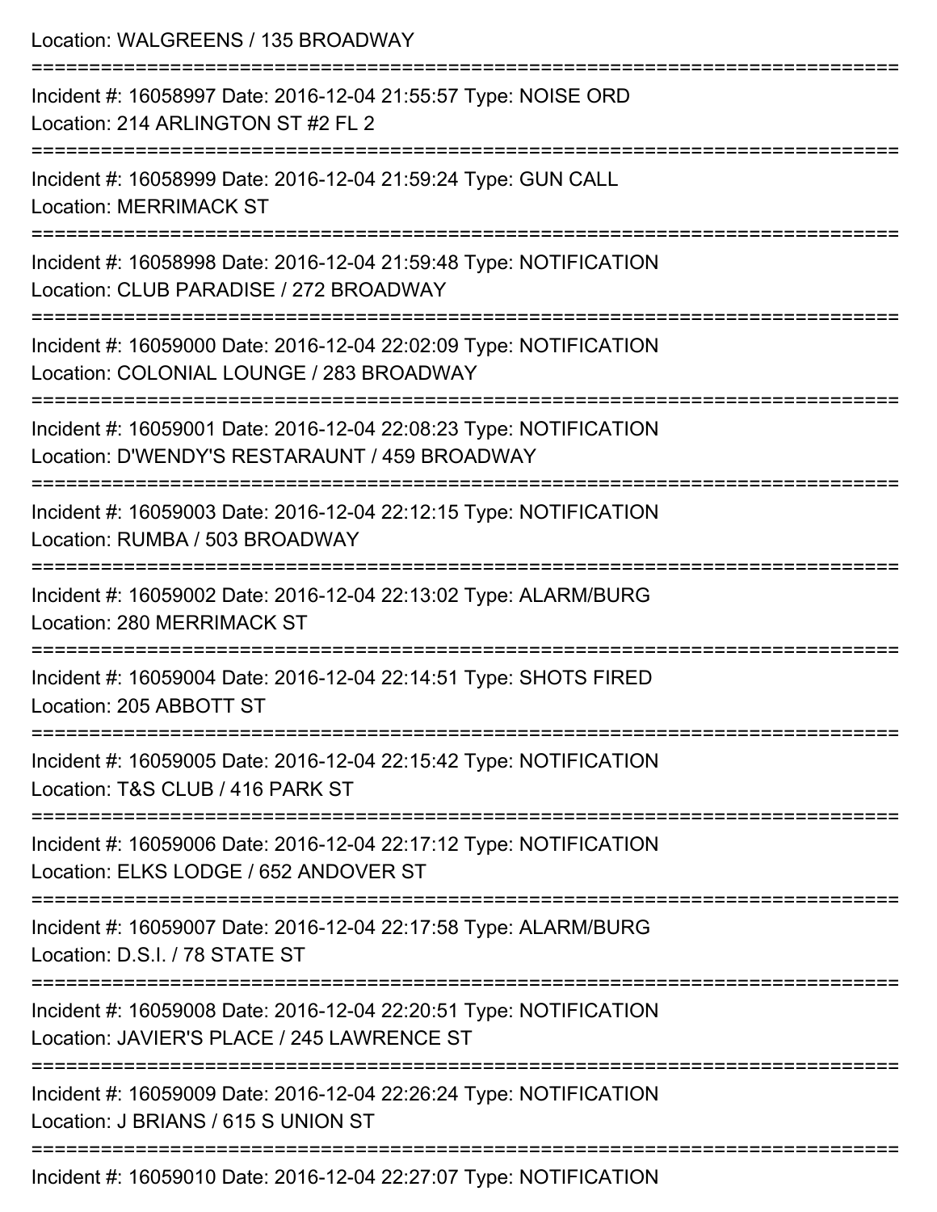Location: WALGREENS / 135 BROADWAY

===========================================================================

Incident #: 16058997 Date: 2016-12-04 21:55:57 Type: NOISE ORD
Location: 214 ARLINGTON ST #2 FL 2

===========================================================================

Incident #: 16058999 Date: 2016-12-04 21:59:24 Type: GUN CALL
Location: MERRIMACK ST

===========================================================================

Incident #: 16058998 Date: 2016-12-04 21:59:48 Type: NOTIFICATION
Location: CLUB PARADISE / 272 BROADWAY

===========================================================================

Incident #: 16059000 Date: 2016-12-04 22:02:09 Type: NOTIFICATION
Location: COLONIAL LOUNGE / 283 BROADWAY

===========================================================================

Incident #: 16059001 Date: 2016-12-04 22:08:23 Type: NOTIFICATION
Location: D'WENDY'S RESTARAUNT / 459 BROADWAY

===========================================================================

Incident #: 16059003 Date: 2016-12-04 22:12:15 Type: NOTIFICATION
Location: RUMBA / 503 BROADWAY

===========================================================================

Incident #: 16059002 Date: 2016-12-04 22:13:02 Type: ALARM/BURG
Location: 280 MERRIMACK ST

===========================================================================

Incident #: 16059004 Date: 2016-12-04 22:14:51 Type: SHOTS FIRED
Location: 205 ABBOTT ST

===========================================================================

Incident #: 16059005 Date: 2016-12-04 22:15:42 Type: NOTIFICATION
Location: T&S CLUB / 416 PARK ST

===========================================================================

Incident #: 16059006 Date: 2016-12-04 22:17:12 Type: NOTIFICATION
Location: ELKS LODGE / 652 ANDOVER ST

===========================================================================

Incident #: 16059007 Date: 2016-12-04 22:17:58 Type: ALARM/BURG
Location: D.S.I. / 78 STATE ST

===========================================================================

Incident #: 16059008 Date: 2016-12-04 22:20:51 Type: NOTIFICATION
Location: JAVIER'S PLACE / 245 LAWRENCE ST

===========================================================================

Incident #: 16059009 Date: 2016-12-04 22:26:24 Type: NOTIFICATION
Location: J BRIANS / 615 S UNION ST

===========================================================================

Incident #: 16059010 Date: 2016-12-04 22:27:07 Type: NOTIFICATION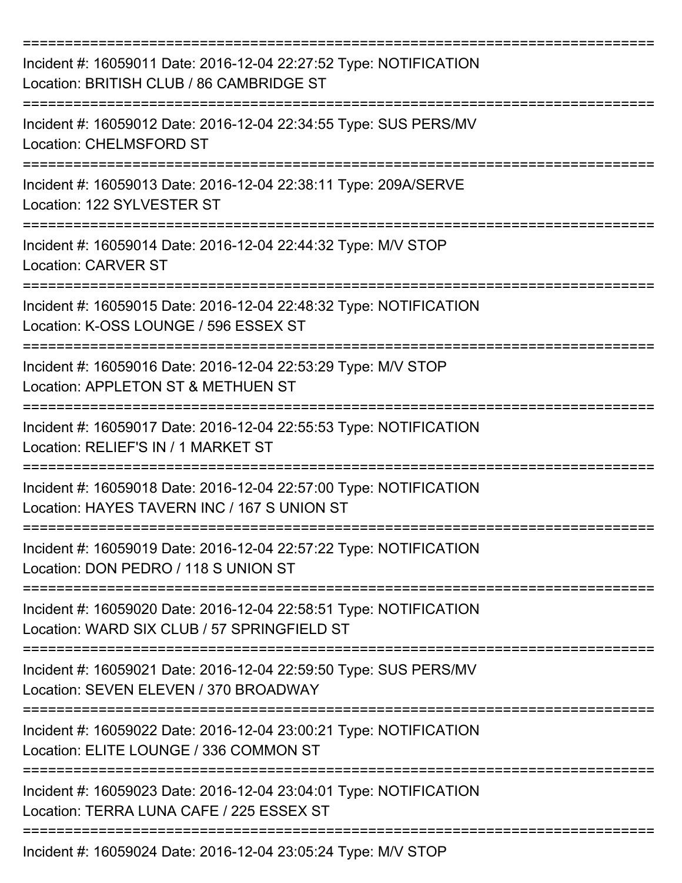===========================================================================
Incident #: 16059011 Date: 2016-12-04 22:27:52 Type: NOTIFICATION
Location: BRITISH CLUB / 86 CAMBRIDGE ST
===========================================================================
Incident #: 16059012 Date: 2016-12-04 22:34:55 Type: SUS PERS/MV
Location: CHELMSFORD ST
===========================================================================
Incident #: 16059013 Date: 2016-12-04 22:38:11 Type: 209A/SERVE
Location: 122 SYLVESTER ST
===========================================================================
Incident #: 16059014 Date: 2016-12-04 22:44:32 Type: M/V STOP
Location: CARVER ST
===========================================================================
Incident #: 16059015 Date: 2016-12-04 22:48:32 Type: NOTIFICATION
Location: K-OSS LOUNGE / 596 ESSEX ST
===========================================================================
Incident #: 16059016 Date: 2016-12-04 22:53:29 Type: M/V STOP
Location: APPLETON ST & METHUEN ST
===========================================================================
Incident #: 16059017 Date: 2016-12-04 22:55:53 Type: NOTIFICATION
Location: RELIEF'S IN / 1 MARKET ST
===========================================================================
Incident #: 16059018 Date: 2016-12-04 22:57:00 Type: NOTIFICATION
Location: HAYES TAVERN INC / 167 S UNION ST
===========================================================================
Incident #: 16059019 Date: 2016-12-04 22:57:22 Type: NOTIFICATION
Location: DON PEDRO / 118 S UNION ST
===========================================================================
Incident #: 16059020 Date: 2016-12-04 22:58:51 Type: NOTIFICATION
Location: WARD SIX CLUB / 57 SPRINGFIELD ST
===========================================================================
Incident #: 16059021 Date: 2016-12-04 22:59:50 Type: SUS PERS/MV
Location: SEVEN ELEVEN / 370 BROADWAY
===========================================================================
Incident #: 16059022 Date: 2016-12-04 23:00:21 Type: NOTIFICATION
Location: ELITE LOUNGE / 336 COMMON ST
===========================================================================
Incident #: 16059023 Date: 2016-12-04 23:04:01 Type: NOTIFICATION
Location: TERRA LUNA CAFE / 225 ESSEX ST
===========================================================================
Incident #: 16059024 Date: 2016-12-04 23:05:24 Type: M/V STOP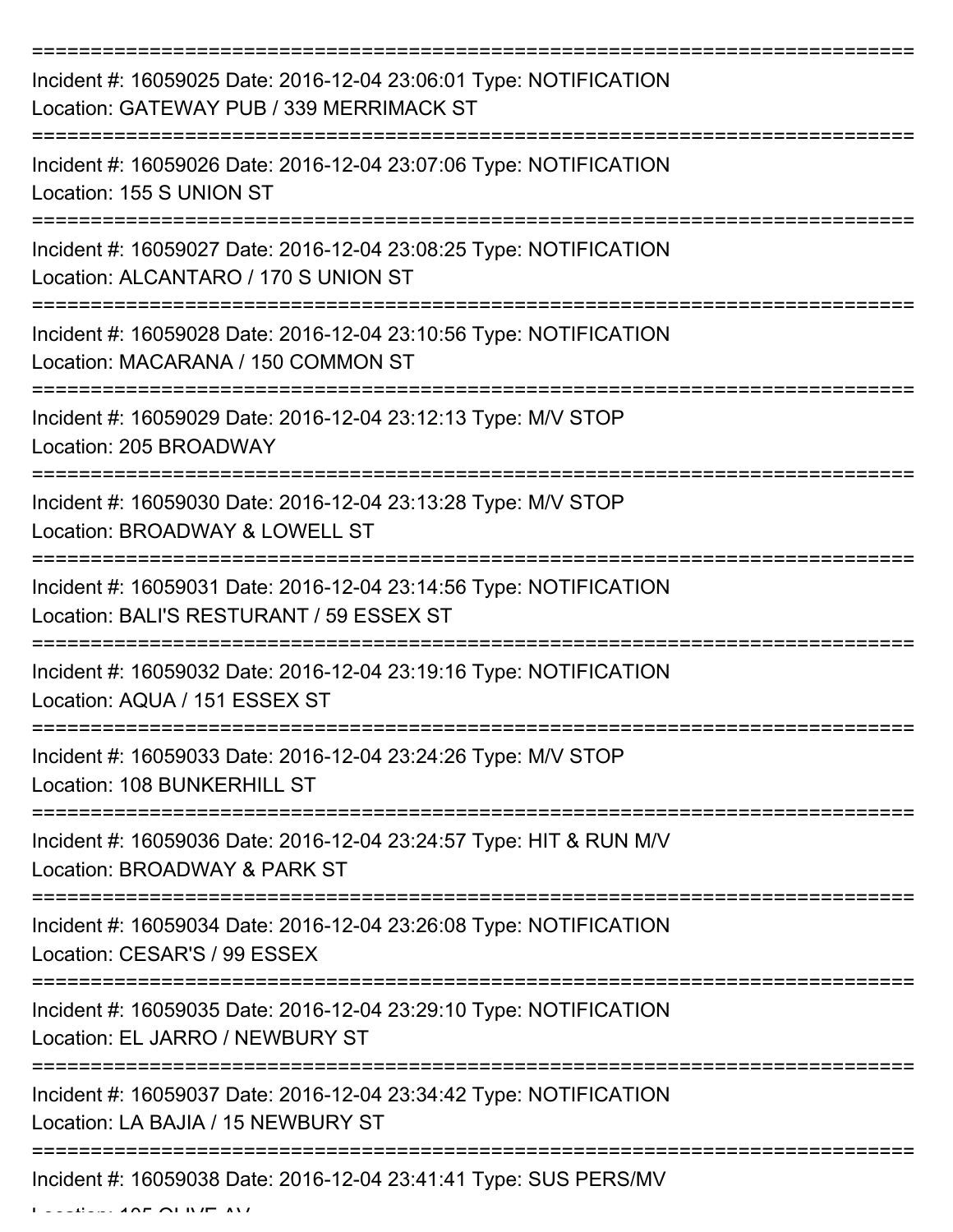===========================================================================

Incident #: 16059025 Date: 2016-12-04 23:06:01 Type: NOTIFICATION
Location: GATEWAY PUB / 339 MERRIMACK ST

===========================================================================

Incident #: 16059026 Date: 2016-12-04 23:07:06 Type: NOTIFICATION
Location: 155 S UNION ST

===========================================================================

Incident #: 16059027 Date: 2016-12-04 23:08:25 Type: NOTIFICATION
Location: ALCANTARO / 170 S UNION ST

===========================================================================

Incident #: 16059028 Date: 2016-12-04 23:10:56 Type: NOTIFICATION
Location: MACARANA / 150 COMMON ST

===========================================================================

Incident #: 16059029 Date: 2016-12-04 23:12:13 Type: M/V STOP
Location: 205 BROADWAY

===========================================================================

Incident #: 16059030 Date: 2016-12-04 23:13:28 Type: M/V STOP
Location: BROADWAY & LOWELL ST

===========================================================================

Incident #: 16059031 Date: 2016-12-04 23:14:56 Type: NOTIFICATION
Location: BALI'S RESTURANT / 59 ESSEX ST

===========================================================================

Incident #: 16059032 Date: 2016-12-04 23:19:16 Type: NOTIFICATION
Location: AQUA / 151 ESSEX ST

===========================================================================

Incident #: 16059033 Date: 2016-12-04 23:24:26 Type: M/V STOP
Location: 108 BUNKERHILL ST

===========================================================================

Incident #: 16059036 Date: 2016-12-04 23:24:57 Type: HIT & RUN M/V
Location: BROADWAY & PARK ST

===========================================================================

Incident #: 16059034 Date: 2016-12-04 23:26:08 Type: NOTIFICATION
Location: CESAR'S / 99 ESSEX

===========================================================================

Incident #: 16059035 Date: 2016-12-04 23:29:10 Type: NOTIFICATION
Location: EL JARRO / NEWBURY ST

===========================================================================

Incident #: 16059037 Date: 2016-12-04 23:34:42 Type: NOTIFICATION
Location: LA BAJIA / 15 NEWBURY ST

===========================================================================

Incident #: 16059038 Date: 2016-12-04 23:41:41 Type: SUS PERS/MV
Location: 105 OLIVE AV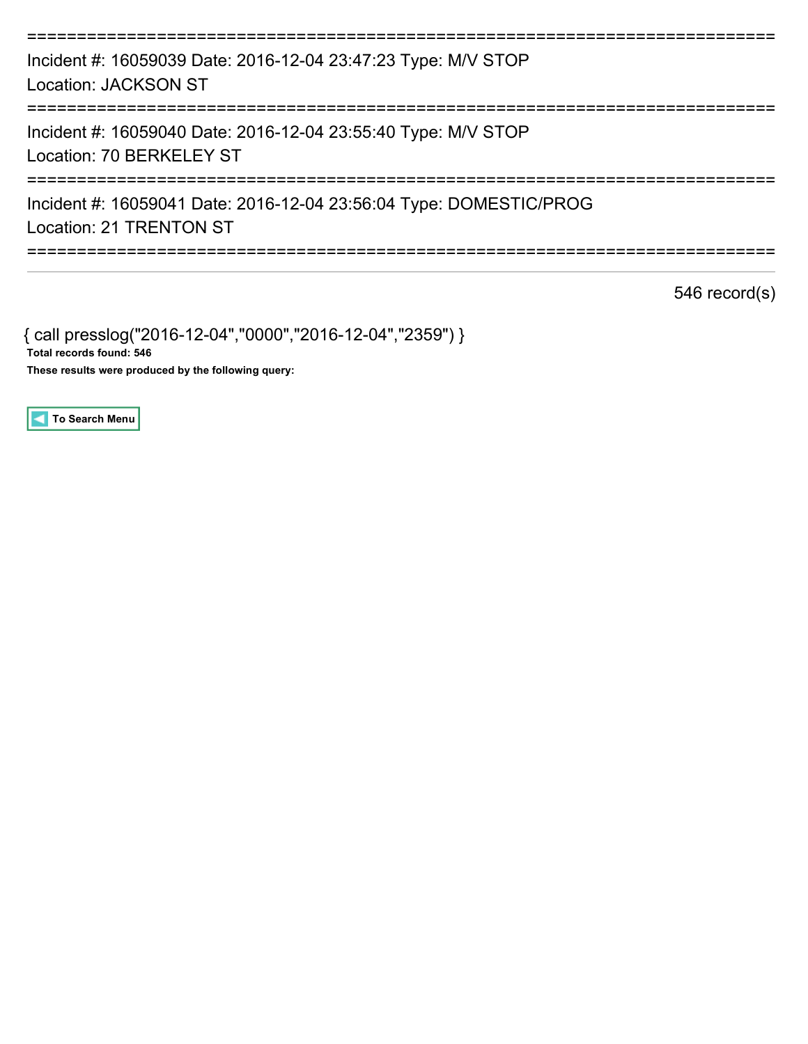===========================================================================

Incident #: 16059039 Date: 2016-12-04 23:47:23 Type: M/V STOP
Location: JACKSON ST

===========================================================================

Incident #: 16059040 Date: 2016-12-04 23:55:40 Type: M/V STOP
Location: 70 BERKELEY ST

===========================================================================

Incident #: 16059041 Date: 2016-12-04 23:56:04 Type: DOMESTIC/PROG
Location: 21 TRENTON ST

===========================================================================

546 record(s)

{ call presslog("2016-12-04","0000","2016-12-04","2359") }

**Total records found: 546**

**These results were produced by the following query:**

**To Search Menu**